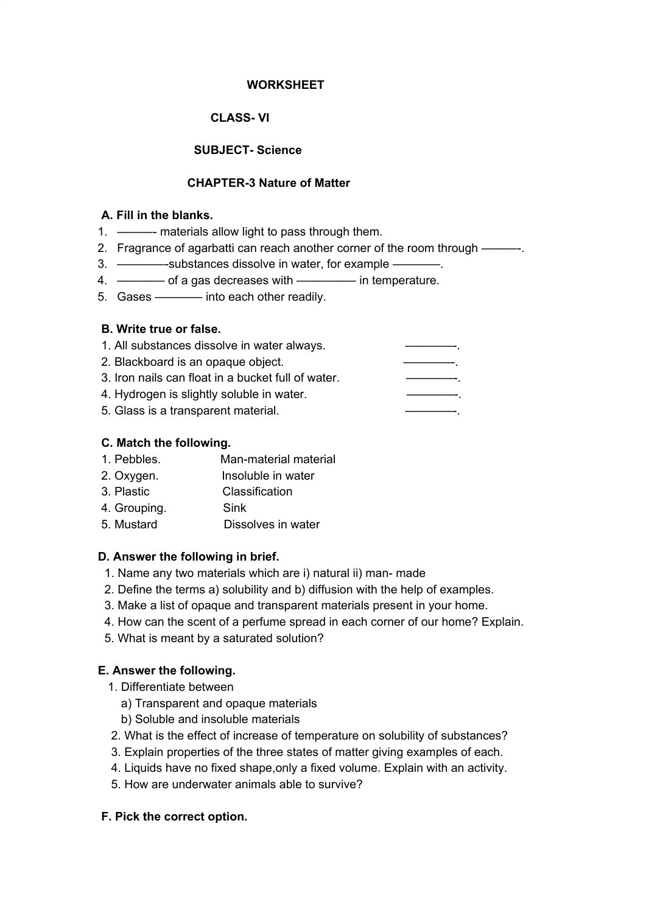**WORKSHEET**

**CLASS- VI**

**SUBJECT- Science**

**CHAPTER-3 Nature of Matter**

**A. Fill in the blanks.**

1. ———- materials allow light to pass through them.
2. Fragrance of agarbatti can reach another corner of the room through ———-.
3. ————-substances dissolve in water, for example ————.
4. ———— of a gas decreases with ————— in temperature.
5. Gases ———— into each other readily.

**B. Write true or false.**

1. All substances dissolve in water always. ————-.
2. Blackboard is an opaque object. ————-.
3. Iron nails can float in a bucket full of water. ————-.
4. Hydrogen is slightly soluble in water. ————-.
5. Glass is a transparent material. ————-.

**C. Match the following.**

| | |
|---|---|
| 1. Pebbles. | Man-material material |
| 2. Oxygen. | Insoluble in water |
| 3. Plastic | Classification |
| 4. Grouping. | Sink |
| 5. Mustard | Dissolves in water |

**D. Answer the following in brief.**

1. Name any two materials which are i) natural ii) man- made
2. Define the terms a) solubility and b) diffusion with the help of examples.
3. Make a list of opaque and transparent materials present in your home.
4. How can the scent of a perfume spread in each corner of our home? Explain.
5. What is meant by a saturated solution?

**E. Answer the following.**

1. Differentiate between
   a) Transparent and opaque materials
   b) Soluble and insoluble materials
2. What is the effect of increase of temperature on solubility of substances?
3. Explain properties of the three states of matter giving examples of each.
4. Liquids have no fixed shape,only a fixed volume. Explain with an activity.
5. How are underwater animals able to survive?

**F. Pick the correct option.**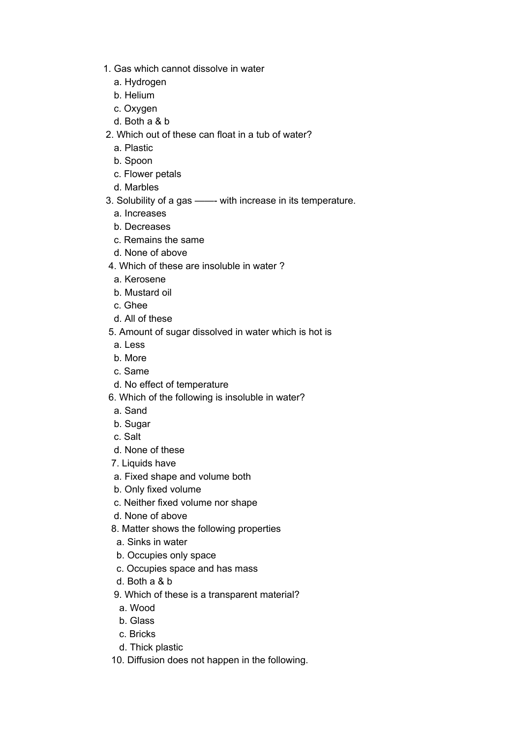1. Gas which cannot dissolve in water
   a. Hydrogen
   b. Helium
   c. Oxygen
   d. Both a & b
2. Which out of these can float in a tub of water?
   a. Plastic
   b. Spoon
   c. Flower petals
   d. Marbles
3. Solubility of a gas ——- with increase in its temperature.
   a. Increases
   b. Decreases
   c. Remains the same
   d. None of above
4. Which of these are insoluble in water ?
   a. Kerosene
   b. Mustard oil
   c. Ghee
   d. All of these
5. Amount of sugar dissolved in water which is hot is
   a. Less
   b. More
   c. Same
   d. No effect of temperature
6. Which of the following is insoluble in water?
   a. Sand
   b. Sugar
   c. Salt
   d. None of these
7. Liquids have
   a. Fixed shape and volume both
   b. Only fixed volume
   c. Neither fixed volume nor shape
   d. None of above
8. Matter shows the following properties
   a. Sinks in water
   b. Occupies only space
   c. Occupies space and has mass
   d. Both a & b
9. Which of these is a transparent material?
   a. Wood
   b. Glass
   c. Bricks
   d. Thick plastic
10. Diffusion does not happen in the following.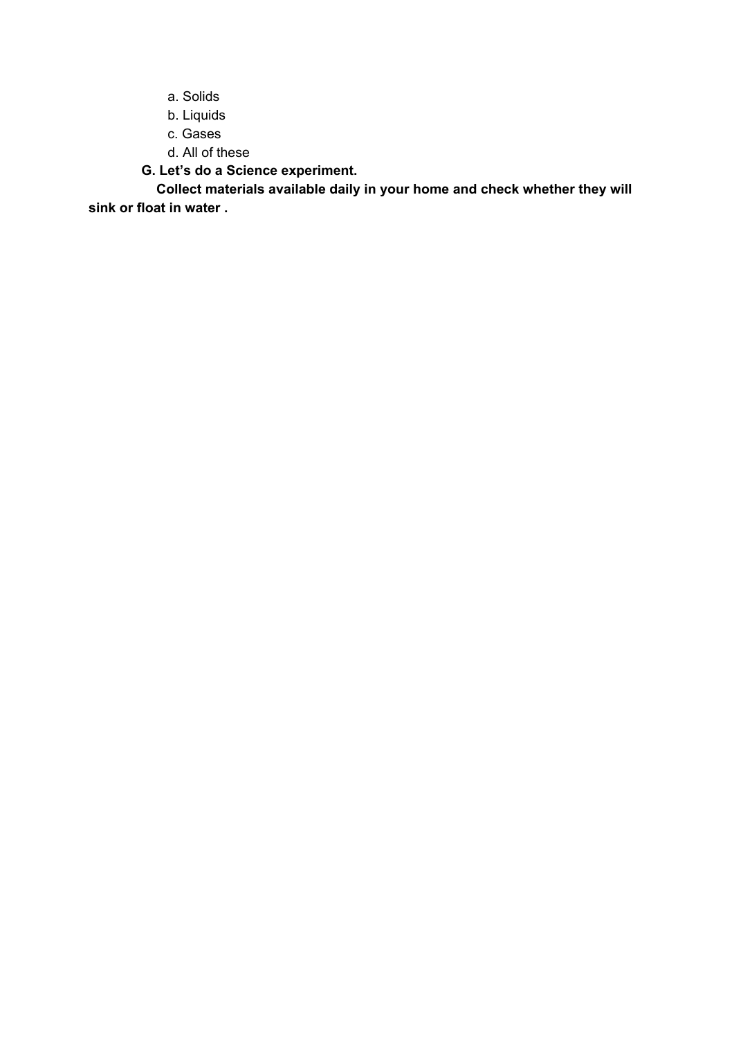a. Solids
b. Liquids
c. Gases
d. All of these

**G. Let's do a Science experiment.**

**Collect materials available daily in your home and check whether they will sink or float in water .**